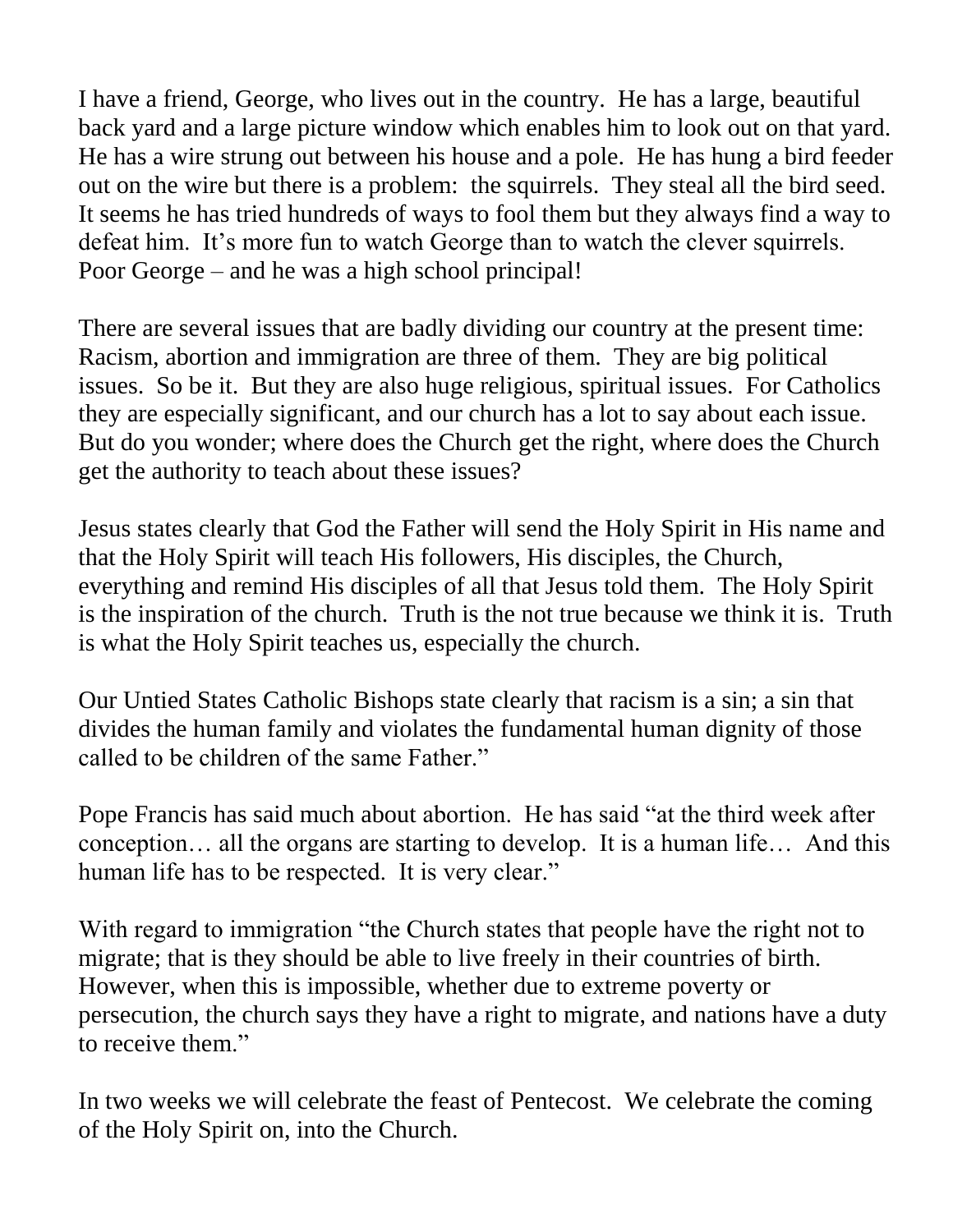I have a friend, George, who lives out in the country. He has a large, beautiful back yard and a large picture window which enables him to look out on that yard. He has a wire strung out between his house and a pole. He has hung a bird feeder out on the wire but there is a problem: the squirrels. They steal all the bird seed. It seems he has tried hundreds of ways to fool them but they always find a way to defeat him. It's more fun to watch George than to watch the clever squirrels. Poor George – and he was a high school principal!

There are several issues that are badly dividing our country at the present time: Racism, abortion and immigration are three of them. They are big political issues. So be it. But they are also huge religious, spiritual issues. For Catholics they are especially significant, and our church has a lot to say about each issue. But do you wonder; where does the Church get the right, where does the Church get the authority to teach about these issues?

Jesus states clearly that God the Father will send the Holy Spirit in His name and that the Holy Spirit will teach His followers, His disciples, the Church, everything and remind His disciples of all that Jesus told them. The Holy Spirit is the inspiration of the church. Truth is the not true because we think it is. Truth is what the Holy Spirit teaches us, especially the church.

Our Untied States Catholic Bishops state clearly that racism is a sin; a sin that divides the human family and violates the fundamental human dignity of those called to be children of the same Father."

Pope Francis has said much about abortion. He has said "at the third week after conception… all the organs are starting to develop. It is a human life… And this human life has to be respected. It is very clear."

With regard to immigration "the Church states that people have the right not to migrate; that is they should be able to live freely in their countries of birth. However, when this is impossible, whether due to extreme poverty or persecution, the church says they have a right to migrate, and nations have a duty to receive them."

In two weeks we will celebrate the feast of Pentecost. We celebrate the coming of the Holy Spirit on, into the Church.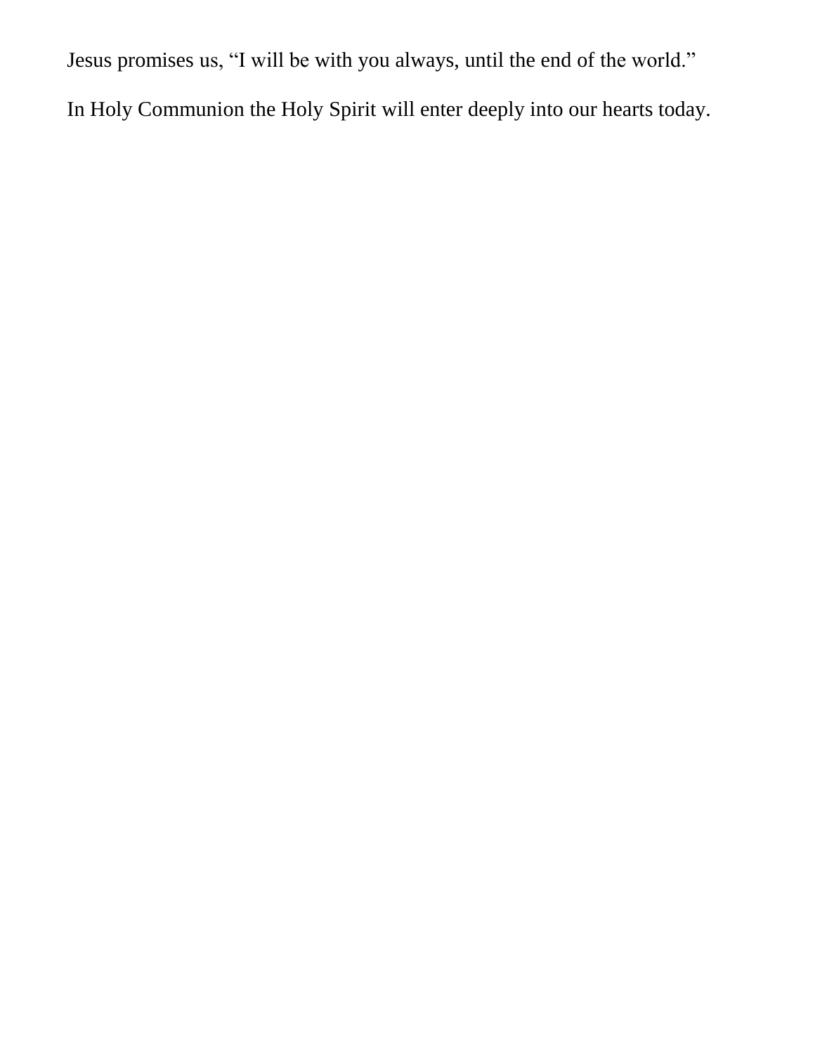Jesus promises us, “I will be with you always, until the end of the world.”

In Holy Communion the Holy Spirit will enter deeply into our hearts today.